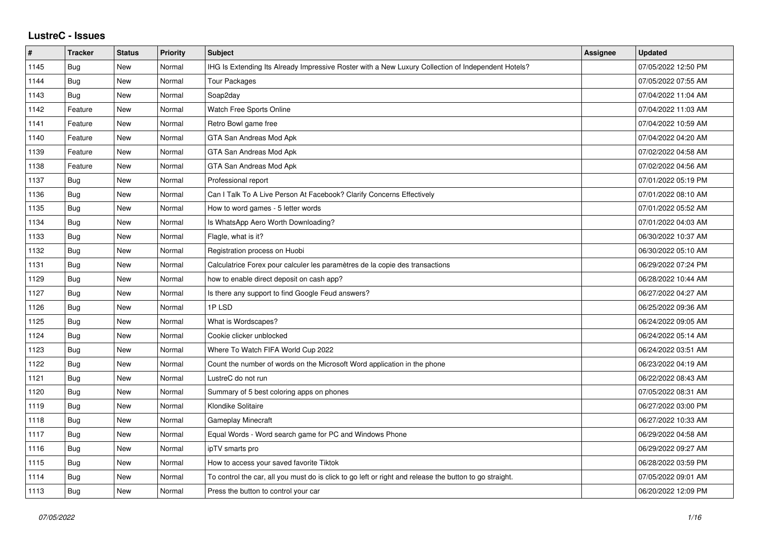# LustreC - Issues

| # | Tracker | Status | Priority | Subject | Assignee | Updated |
|---|---|---|---|---|---|---|
| 1145 | Bug | New | Normal | IHG Is Extending Its Already Impressive Roster with a New Luxury Collection of Independent Hotels? | | 07/05/2022 12:50 PM |
| 1144 | Bug | New | Normal | Tour Packages | | 07/05/2022 07:55 AM |
| 1143 | Bug | New | Normal | Soap2day | | 07/04/2022 11:04 AM |
| 1142 | Feature | New | Normal | Watch Free Sports Online | | 07/04/2022 11:03 AM |
| 1141 | Feature | New | Normal | Retro Bowl game free | | 07/04/2022 10:59 AM |
| 1140 | Feature | New | Normal | GTA San Andreas Mod Apk | | 07/04/2022 04:20 AM |
| 1139 | Feature | New | Normal | GTA San Andreas Mod Apk | | 07/02/2022 04:58 AM |
| 1138 | Feature | New | Normal | GTA San Andreas Mod Apk | | 07/02/2022 04:56 AM |
| 1137 | Bug | New | Normal | Professional report | | 07/01/2022 05:19 PM |
| 1136 | Bug | New | Normal | Can I Talk To A Live Person At Facebook? Clarify Concerns Effectively | | 07/01/2022 08:10 AM |
| 1135 | Bug | New | Normal | How to word games - 5 letter words | | 07/01/2022 05:52 AM |
| 1134 | Bug | New | Normal | Is WhatsApp Aero Worth Downloading? | | 07/01/2022 04:03 AM |
| 1133 | Bug | New | Normal | Flagle, what is it? | | 06/30/2022 10:37 AM |
| 1132 | Bug | New | Normal | Registration process on Huobi | | 06/30/2022 05:10 AM |
| 1131 | Bug | New | Normal | Calculatrice Forex pour calculer les paramètres de la copie des transactions | | 06/29/2022 07:24 PM |
| 1129 | Bug | New | Normal | how to enable direct deposit on cash app? | | 06/28/2022 10:44 AM |
| 1127 | Bug | New | Normal | Is there any support to find Google Feud answers? | | 06/27/2022 04:27 AM |
| 1126 | Bug | New | Normal | 1P LSD | | 06/25/2022 09:36 AM |
| 1125 | Bug | New | Normal | What is Wordscapes? | | 06/24/2022 09:05 AM |
| 1124 | Bug | New | Normal | Cookie clicker unblocked | | 06/24/2022 05:14 AM |
| 1123 | Bug | New | Normal | Where To Watch FIFA World Cup 2022 | | 06/24/2022 03:51 AM |
| 1122 | Bug | New | Normal | Count the number of words on the Microsoft Word application in the phone | | 06/23/2022 04:19 AM |
| 1121 | Bug | New | Normal | LustreC do not run | | 06/22/2022 08:43 AM |
| 1120 | Bug | New | Normal | Summary of 5 best coloring apps on phones | | 07/05/2022 08:31 AM |
| 1119 | Bug | New | Normal | Klondike Solitaire | | 06/27/2022 03:00 PM |
| 1118 | Bug | New | Normal | Gameplay Minecraft | | 06/27/2022 10:33 AM |
| 1117 | Bug | New | Normal | Equal Words - Word search game for PC and Windows Phone | | 06/29/2022 04:58 AM |
| 1116 | Bug | New | Normal | ipTV smarts pro | | 06/29/2022 09:27 AM |
| 1115 | Bug | New | Normal | How to access your saved favorite Tiktok | | 06/28/2022 03:59 PM |
| 1114 | Bug | New | Normal | To control the car, all you must do is click to go left or right and release the button to go straight. | | 07/05/2022 09:01 AM |
| 1113 | Bug | New | Normal | Press the button to control your car | | 06/20/2022 12:09 PM |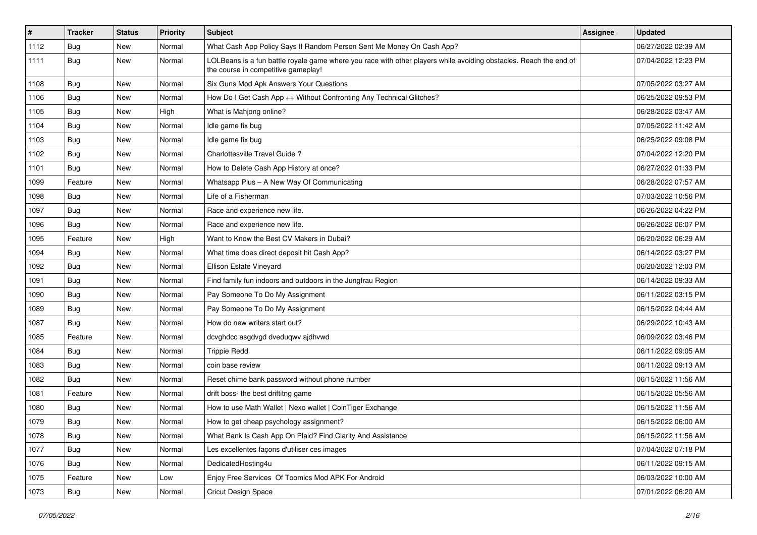| # | Tracker | Status | Priority | Subject | Assignee | Updated |
|---|---|---|---|---|---|---|
| 1112 | Bug | New | Normal | What Cash App Policy Says If Random Person Sent Me Money On Cash App? | | 06/27/2022 02:39 AM |
| 1111 | Bug | New | Normal | LOLBeans is a fun battle royale game where you race with other players while avoiding obstacles. Reach the end of the course in competitive gameplay! | | 07/04/2022 12:23 PM |
| 1108 | Bug | New | Normal | Six Guns Mod Apk Answers Your Questions | | 07/05/2022 03:27 AM |
| 1106 | Bug | New | Normal | How Do I Get Cash App ++ Without Confronting Any Technical Glitches? | | 06/25/2022 09:53 PM |
| 1105 | Bug | New | High | What is Mahjong online? | | 06/28/2022 03:47 AM |
| 1104 | Bug | New | Normal | Idle game fix bug | | 07/05/2022 11:42 AM |
| 1103 | Bug | New | Normal | Idle game fix bug | | 06/25/2022 09:08 PM |
| 1102 | Bug | New | Normal | Charlottesville Travel Guide ? | | 07/04/2022 12:20 PM |
| 1101 | Bug | New | Normal | How to Delete Cash App History at once? | | 06/27/2022 01:33 PM |
| 1099 | Feature | New | Normal | Whatsapp Plus – A New Way Of Communicating | | 06/28/2022 07:57 AM |
| 1098 | Bug | New | Normal | Life of a Fisherman | | 07/03/2022 10:56 PM |
| 1097 | Bug | New | Normal | Race and experience new life. | | 06/26/2022 04:22 PM |
| 1096 | Bug | New | Normal | Race and experience new life. | | 06/26/2022 06:07 PM |
| 1095 | Feature | New | High | Want to Know the Best CV Makers in Dubai? | | 06/20/2022 06:29 AM |
| 1094 | Bug | New | Normal | What time does direct deposit hit Cash App? | | 06/14/2022 03:27 PM |
| 1092 | Bug | New | Normal | Ellison Estate Vineyard | | 06/20/2022 12:03 PM |
| 1091 | Bug | New | Normal | Find family fun indoors and outdoors in the Jungfrau Region | | 06/14/2022 09:33 AM |
| 1090 | Bug | New | Normal | Pay Someone To Do My Assignment | | 06/11/2022 03:15 PM |
| 1089 | Bug | New | Normal | Pay Someone To Do My Assignment | | 06/15/2022 04:44 AM |
| 1087 | Bug | New | Normal | How do new writers start out? | | 06/29/2022 10:43 AM |
| 1085 | Feature | New | Normal | dcvghdcc asgdvgd dveduqwv ajdhvwd | | 06/09/2022 03:46 PM |
| 1084 | Bug | New | Normal | Trippie Redd | | 06/11/2022 09:05 AM |
| 1083 | Bug | New | Normal | coin base review | | 06/11/2022 09:13 AM |
| 1082 | Bug | New | Normal | Reset chime bank password without phone number | | 06/15/2022 11:56 AM |
| 1081 | Feature | New | Normal | drift boss- the best driftitng game | | 06/15/2022 05:56 AM |
| 1080 | Bug | New | Normal | How to use Math Wallet \| Nexo wallet \| CoinTiger Exchange | | 06/15/2022 11:56 AM |
| 1079 | Bug | New | Normal | How to get cheap psychology assignment? | | 06/15/2022 06:00 AM |
| 1078 | Bug | New | Normal | What Bank Is Cash App On Plaid? Find Clarity And Assistance | | 06/15/2022 11:56 AM |
| 1077 | Bug | New | Normal | Les excellentes façons d'utiliser ces images | | 07/04/2022 07:18 PM |
| 1076 | Bug | New | Normal | DedicatedHosting4u | | 06/11/2022 09:15 AM |
| 1075 | Feature | New | Low | Enjoy Free Services Of Toomics Mod APK For Android | | 06/03/2022 10:00 AM |
| 1073 | Bug | New | Normal | Cricut Design Space | | 07/01/2022 06:20 AM |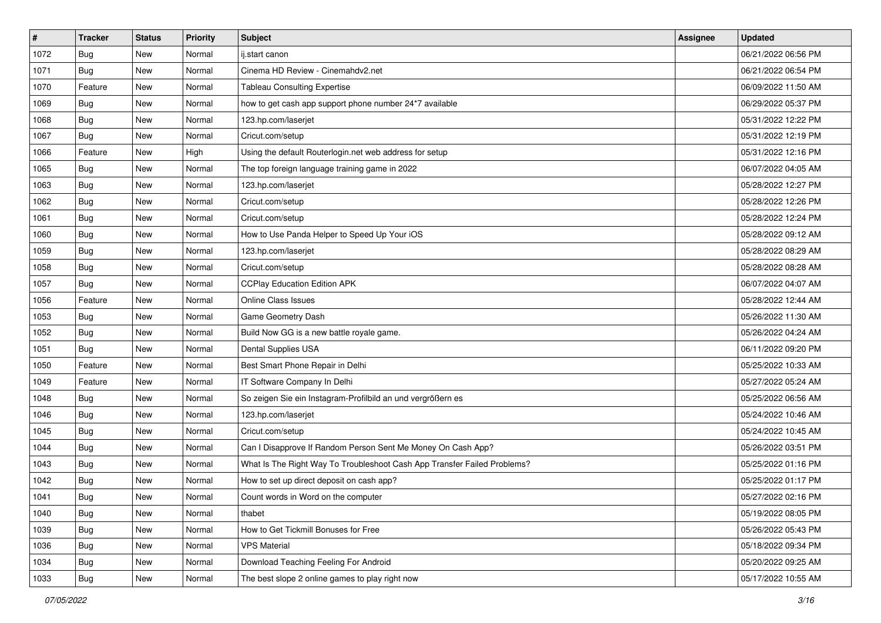| # | Tracker | Status | Priority | Subject | Assignee | Updated |
|---|---|---|---|---|---|---|
| 1072 | Bug | New | Normal | ij.start canon | | 06/21/2022 06:56 PM |
| 1071 | Bug | New | Normal | Cinema HD Review - Cinemahdv2.net | | 06/21/2022 06:54 PM |
| 1070 | Feature | New | Normal | Tableau Consulting Expertise | | 06/09/2022 11:50 AM |
| 1069 | Bug | New | Normal | how to get cash app support phone number 24*7 available | | 06/29/2022 05:37 PM |
| 1068 | Bug | New | Normal | 123.hp.com/laserjet | | 05/31/2022 12:22 PM |
| 1067 | Bug | New | Normal | Cricut.com/setup | | 05/31/2022 12:19 PM |
| 1066 | Feature | New | High | Using the default Routerlogin.net web address for setup | | 05/31/2022 12:16 PM |
| 1065 | Bug | New | Normal | The top foreign language training game in 2022 | | 06/07/2022 04:05 AM |
| 1063 | Bug | New | Normal | 123.hp.com/laserjet | | 05/28/2022 12:27 PM |
| 1062 | Bug | New | Normal | Cricut.com/setup | | 05/28/2022 12:26 PM |
| 1061 | Bug | New | Normal | Cricut.com/setup | | 05/28/2022 12:24 PM |
| 1060 | Bug | New | Normal | How to Use Panda Helper to Speed Up Your iOS | | 05/28/2022 09:12 AM |
| 1059 | Bug | New | Normal | 123.hp.com/laserjet | | 05/28/2022 08:29 AM |
| 1058 | Bug | New | Normal | Cricut.com/setup | | 05/28/2022 08:28 AM |
| 1057 | Bug | New | Normal | CCPlay Education Edition APK | | 06/07/2022 04:07 AM |
| 1056 | Feature | New | Normal | Online Class Issues | | 05/28/2022 12:44 AM |
| 1053 | Bug | New | Normal | Game Geometry Dash | | 05/26/2022 11:30 AM |
| 1052 | Bug | New | Normal | Build Now GG is a new battle royale game. | | 05/26/2022 04:24 AM |
| 1051 | Bug | New | Normal | Dental Supplies USA | | 06/11/2022 09:20 PM |
| 1050 | Feature | New | Normal | Best Smart Phone Repair in Delhi | | 05/25/2022 10:33 AM |
| 1049 | Feature | New | Normal | IT Software Company In Delhi | | 05/27/2022 05:24 AM |
| 1048 | Bug | New | Normal | So zeigen Sie ein Instagram-Profilbild an und vergrößern es | | 05/25/2022 06:56 AM |
| 1046 | Bug | New | Normal | 123.hp.com/laserjet | | 05/24/2022 10:46 AM |
| 1045 | Bug | New | Normal | Cricut.com/setup | | 05/24/2022 10:45 AM |
| 1044 | Bug | New | Normal | Can I Disapprove If Random Person Sent Me Money On Cash App? | | 05/26/2022 03:51 PM |
| 1043 | Bug | New | Normal | What Is The Right Way To Troubleshoot Cash App Transfer Failed Problems? | | 05/25/2022 01:16 PM |
| 1042 | Bug | New | Normal | How to set up direct deposit on cash app? | | 05/25/2022 01:17 PM |
| 1041 | Bug | New | Normal | Count words in Word on the computer | | 05/27/2022 02:16 PM |
| 1040 | Bug | New | Normal | thabet | | 05/19/2022 08:05 PM |
| 1039 | Bug | New | Normal | How to Get Tickmill Bonuses for Free | | 05/26/2022 05:43 PM |
| 1036 | Bug | New | Normal | VPS Material | | 05/18/2022 09:34 PM |
| 1034 | Bug | New | Normal | Download Teaching Feeling For Android | | 05/20/2022 09:25 AM |
| 1033 | Bug | New | Normal | The best slope 2 online games to play right now | | 05/17/2022 10:55 AM |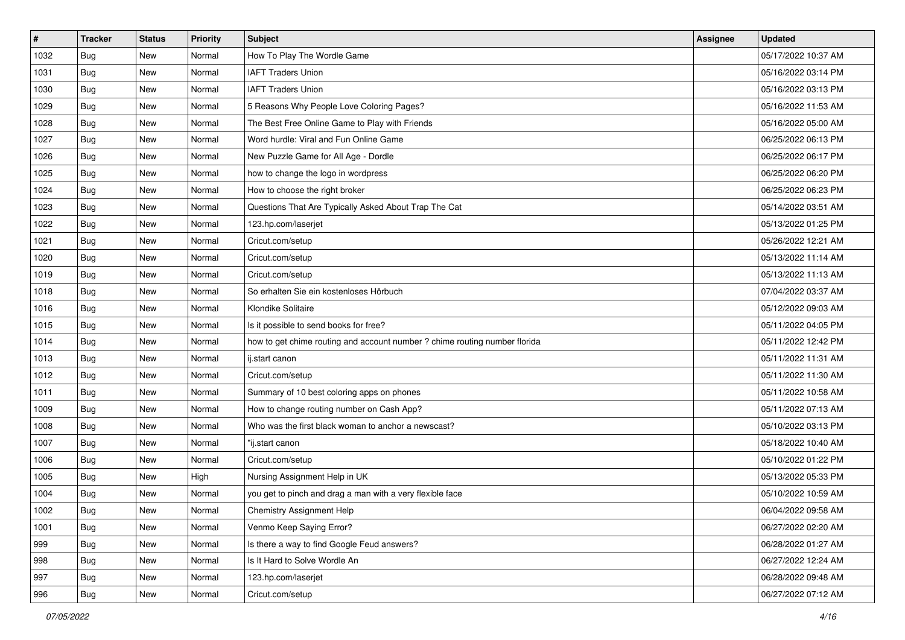| # | Tracker | Status | Priority | Subject | Assignee | Updated |
|---|---|---|---|---|---|---|
| 1032 | Bug | New | Normal | How To Play The Wordle Game | | 05/17/2022 10:37 AM |
| 1031 | Bug | New | Normal | IAFT Traders Union | | 05/16/2022 03:14 PM |
| 1030 | Bug | New | Normal | IAFT Traders Union | | 05/16/2022 03:13 PM |
| 1029 | Bug | New | Normal | 5 Reasons Why People Love Coloring Pages? | | 05/16/2022 11:53 AM |
| 1028 | Bug | New | Normal | The Best Free Online Game to Play with Friends | | 05/16/2022 05:00 AM |
| 1027 | Bug | New | Normal | Word hurdle: Viral and Fun Online Game | | 06/25/2022 06:13 PM |
| 1026 | Bug | New | Normal | New Puzzle Game for All Age - Dordle | | 06/25/2022 06:17 PM |
| 1025 | Bug | New | Normal | how to change the logo in wordpress | | 06/25/2022 06:20 PM |
| 1024 | Bug | New | Normal | How to choose the right broker | | 06/25/2022 06:23 PM |
| 1023 | Bug | New | Normal | Questions That Are Typically Asked About Trap The Cat | | 05/14/2022 03:51 AM |
| 1022 | Bug | New | Normal | 123.hp.com/laserjet | | 05/13/2022 01:25 PM |
| 1021 | Bug | New | Normal | Cricut.com/setup | | 05/26/2022 12:21 AM |
| 1020 | Bug | New | Normal | Cricut.com/setup | | 05/13/2022 11:14 AM |
| 1019 | Bug | New | Normal | Cricut.com/setup | | 05/13/2022 11:13 AM |
| 1018 | Bug | New | Normal | So erhalten Sie ein kostenloses Hörbuch | | 07/04/2022 03:37 AM |
| 1016 | Bug | New | Normal | Klondike Solitaire | | 05/12/2022 09:03 AM |
| 1015 | Bug | New | Normal | Is it possible to send books for free? | | 05/11/2022 04:05 PM |
| 1014 | Bug | New | Normal | how to get chime routing and account number ? chime routing number florida | | 05/11/2022 12:42 PM |
| 1013 | Bug | New | Normal | ij.start canon | | 05/11/2022 11:31 AM |
| 1012 | Bug | New | Normal | Cricut.com/setup | | 05/11/2022 11:30 AM |
| 1011 | Bug | New | Normal | Summary of 10 best coloring apps on phones | | 05/11/2022 10:58 AM |
| 1009 | Bug | New | Normal | How to change routing number on Cash App? | | 05/11/2022 07:13 AM |
| 1008 | Bug | New | Normal | Who was the first black woman to anchor a newscast? | | 05/10/2022 03:13 PM |
| 1007 | Bug | New | Normal | "ij.start canon | | 05/18/2022 10:40 AM |
| 1006 | Bug | New | Normal | Cricut.com/setup | | 05/10/2022 01:22 PM |
| 1005 | Bug | New | High | Nursing Assignment Help in UK | | 05/13/2022 05:33 PM |
| 1004 | Bug | New | Normal | you get to pinch and drag a man with a very flexible face | | 05/10/2022 10:59 AM |
| 1002 | Bug | New | Normal | Chemistry Assignment Help | | 06/04/2022 09:58 AM |
| 1001 | Bug | New | Normal | Venmo Keep Saying Error? | | 06/27/2022 02:20 AM |
| 999 | Bug | New | Normal | Is there a way to find Google Feud answers? | | 06/28/2022 01:27 AM |
| 998 | Bug | New | Normal | Is It Hard to Solve Wordle An | | 06/27/2022 12:24 AM |
| 997 | Bug | New | Normal | 123.hp.com/laserjet | | 06/28/2022 09:48 AM |
| 996 | Bug | New | Normal | Cricut.com/setup | | 06/27/2022 07:12 AM |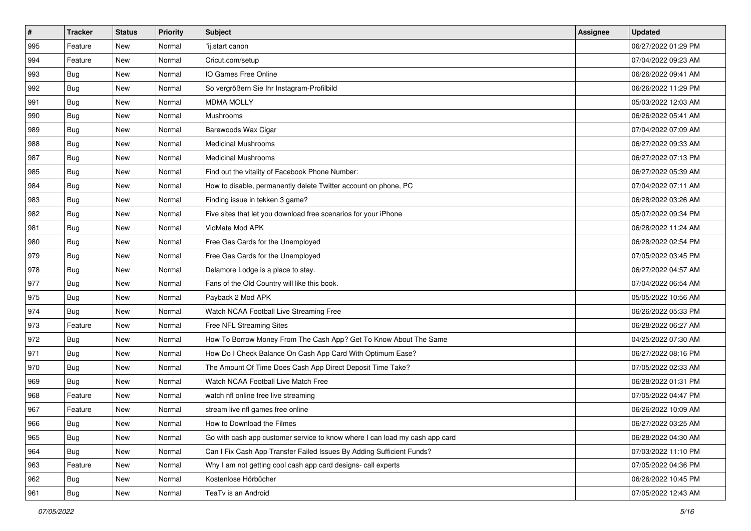| # | Tracker | Status | Priority | Subject | Assignee | Updated |
| --- | --- | --- | --- | --- | --- | --- |
| 995 | Feature | New | Normal | "ij.start canon | | 06/27/2022 01:29 PM |
| 994 | Feature | New | Normal | Cricut.com/setup | | 07/04/2022 09:23 AM |
| 993 | Bug | New | Normal | IO Games Free Online | | 06/26/2022 09:41 AM |
| 992 | Bug | New | Normal | So vergrößern Sie Ihr Instagram-Profilbild | | 06/26/2022 11:29 PM |
| 991 | Bug | New | Normal | MDMA MOLLY | | 05/03/2022 12:03 AM |
| 990 | Bug | New | Normal | Mushrooms | | 06/26/2022 05:41 AM |
| 989 | Bug | New | Normal | Barewoods Wax Cigar | | 07/04/2022 07:09 AM |
| 988 | Bug | New | Normal | Medicinal Mushrooms | | 06/27/2022 09:33 AM |
| 987 | Bug | New | Normal | Medicinal Mushrooms | | 06/27/2022 07:13 PM |
| 985 | Bug | New | Normal | Find out the vitality of Facebook Phone Number: | | 06/27/2022 05:39 AM |
| 984 | Bug | New | Normal | How to disable, permanently delete Twitter account on phone, PC | | 07/04/2022 07:11 AM |
| 983 | Bug | New | Normal | Finding issue in tekken 3 game? | | 06/28/2022 03:26 AM |
| 982 | Bug | New | Normal | Five sites that let you download free scenarios for your iPhone | | 05/07/2022 09:34 PM |
| 981 | Bug | New | Normal | VidMate Mod APK | | 06/28/2022 11:24 AM |
| 980 | Bug | New | Normal | Free Gas Cards for the Unemployed | | 06/28/2022 02:54 PM |
| 979 | Bug | New | Normal | Free Gas Cards for the Unemployed | | 07/05/2022 03:45 PM |
| 978 | Bug | New | Normal | Delamore Lodge is a place to stay. | | 06/27/2022 04:57 AM |
| 977 | Bug | New | Normal | Fans of the Old Country will like this book. | | 07/04/2022 06:54 AM |
| 975 | Bug | New | Normal | Payback 2 Mod APK | | 05/05/2022 10:56 AM |
| 974 | Bug | New | Normal | Watch NCAA Football Live Streaming Free | | 06/26/2022 05:33 PM |
| 973 | Feature | New | Normal | Free NFL Streaming Sites | | 06/28/2022 06:27 AM |
| 972 | Bug | New | Normal | How To Borrow Money From The Cash App? Get To Know About The Same | | 04/25/2022 07:30 AM |
| 971 | Bug | New | Normal | How Do I Check Balance On Cash App Card With Optimum Ease? | | 06/27/2022 08:16 PM |
| 970 | Bug | New | Normal | The Amount Of Time Does Cash App Direct Deposit Time Take? | | 07/05/2022 02:33 AM |
| 969 | Bug | New | Normal | Watch NCAA Football Live Match Free | | 06/28/2022 01:31 PM |
| 968 | Feature | New | Normal | watch nfl online free live streaming | | 07/05/2022 04:47 PM |
| 967 | Feature | New | Normal | stream live nfl games free online | | 06/26/2022 10:09 AM |
| 966 | Bug | New | Normal | How to Download the Filmes | | 06/27/2022 03:25 AM |
| 965 | Bug | New | Normal | Go with cash app customer service to know where I can load my cash app card | | 06/28/2022 04:30 AM |
| 964 | Bug | New | Normal | Can I Fix Cash App Transfer Failed Issues By Adding Sufficient Funds? | | 07/03/2022 11:10 PM |
| 963 | Feature | New | Normal | Why I am not getting cool cash app card designs- call experts | | 07/05/2022 04:36 PM |
| 962 | Bug | New | Normal | Kostenlose Hörbücher | | 06/26/2022 10:45 PM |
| 961 | Bug | New | Normal | TeaTv is an Android | | 07/05/2022 12:43 AM |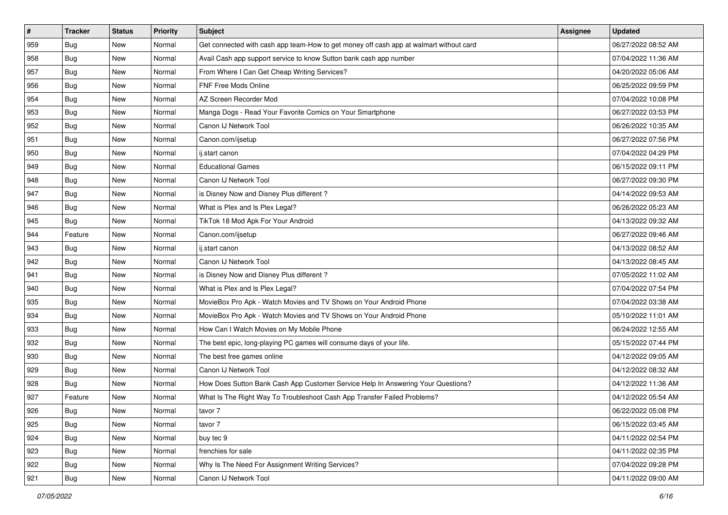| # | Tracker | Status | Priority | Subject | Assignee | Updated |
|---|---|---|---|---|---|---|
| 959 | Bug | New | Normal | Get connected with cash app team-How to get money off cash app at walmart without card | | 06/27/2022 08:52 AM |
| 958 | Bug | New | Normal | Avail Cash app support service to know Sutton bank cash app number | | 07/04/2022 11:36 AM |
| 957 | Bug | New | Normal | From Where I Can Get Cheap Writing Services? | | 04/20/2022 05:06 AM |
| 956 | Bug | New | Normal | FNF Free Mods Online | | 06/25/2022 09:59 PM |
| 954 | Bug | New | Normal | AZ Screen Recorder Mod | | 07/04/2022 10:08 PM |
| 953 | Bug | New | Normal | Manga Dogs - Read Your Favorite Comics on Your Smartphone | | 06/27/2022 03:53 PM |
| 952 | Bug | New | Normal | Canon IJ Network Tool | | 06/26/2022 10:35 AM |
| 951 | Bug | New | Normal | Canon.com/ijsetup | | 06/27/2022 07:56 PM |
| 950 | Bug | New | Normal | ij.start canon | | 07/04/2022 04:29 PM |
| 949 | Bug | New | Normal | Educational Games | | 06/15/2022 09:11 PM |
| 948 | Bug | New | Normal | Canon IJ Network Tool | | 06/27/2022 09:30 PM |
| 947 | Bug | New | Normal | is Disney Now and Disney Plus different ? | | 04/14/2022 09:53 AM |
| 946 | Bug | New | Normal | What is Plex and Is Plex Legal? | | 06/26/2022 05:23 AM |
| 945 | Bug | New | Normal | TikTok 18 Mod Apk For Your Android | | 04/13/2022 09:32 AM |
| 944 | Feature | New | Normal | Canon.com/ijsetup | | 06/27/2022 09:46 AM |
| 943 | Bug | New | Normal | ij.start canon | | 04/13/2022 08:52 AM |
| 942 | Bug | New | Normal | Canon IJ Network Tool | | 04/13/2022 08:45 AM |
| 941 | Bug | New | Normal | is Disney Now and Disney Plus different ? | | 07/05/2022 11:02 AM |
| 940 | Bug | New | Normal | What is Plex and Is Plex Legal? | | 07/04/2022 07:54 PM |
| 935 | Bug | New | Normal | MovieBox Pro Apk - Watch Movies and TV Shows on Your Android Phone | | 07/04/2022 03:38 AM |
| 934 | Bug | New | Normal | MovieBox Pro Apk - Watch Movies and TV Shows on Your Android Phone | | 05/10/2022 11:01 AM |
| 933 | Bug | New | Normal | How Can I Watch Movies on My Mobile Phone | | 06/24/2022 12:55 AM |
| 932 | Bug | New | Normal | The best epic, long-playing PC games will consume days of your life. | | 05/15/2022 07:44 PM |
| 930 | Bug | New | Normal | The best free games online | | 04/12/2022 09:05 AM |
| 929 | Bug | New | Normal | Canon IJ Network Tool | | 04/12/2022 08:32 AM |
| 928 | Bug | New | Normal | How Does Sutton Bank Cash App Customer Service Help In Answering Your Questions? | | 04/12/2022 11:36 AM |
| 927 | Feature | New | Normal | What Is The Right Way To Troubleshoot Cash App Transfer Failed Problems? | | 04/12/2022 05:54 AM |
| 926 | Bug | New | Normal | tavor 7 | | 06/22/2022 05:08 PM |
| 925 | Bug | New | Normal | tavor 7 | | 06/15/2022 03:45 AM |
| 924 | Bug | New | Normal | buy tec 9 | | 04/11/2022 02:54 PM |
| 923 | Bug | New | Normal | frenchies for sale | | 04/11/2022 02:35 PM |
| 922 | Bug | New | Normal | Why Is The Need For Assignment Writing Services? | | 07/04/2022 09:28 PM |
| 921 | Bug | New | Normal | Canon IJ Network Tool | | 04/11/2022 09:00 AM |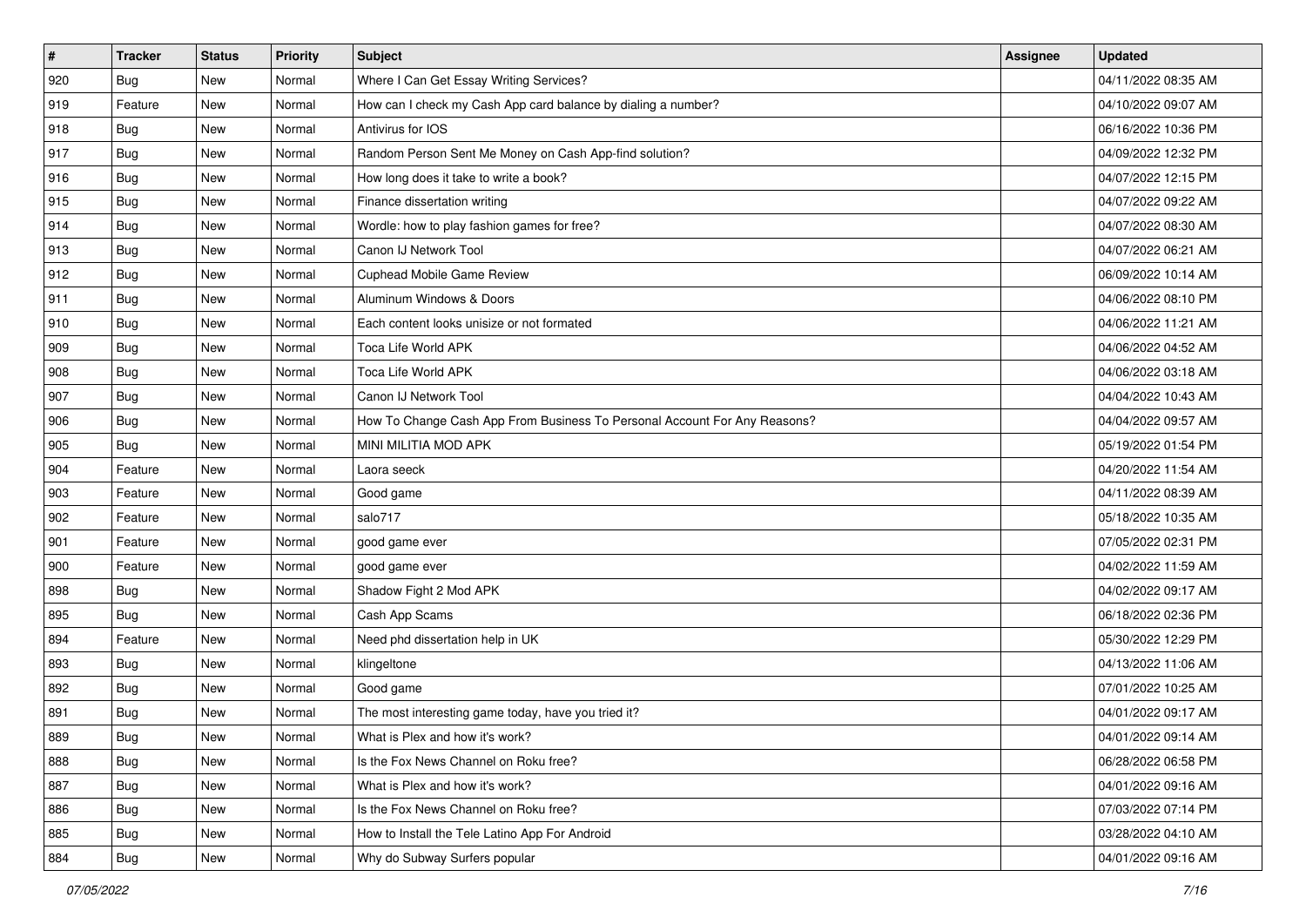| # | Tracker | Status | Priority | Subject | Assignee | Updated |
|---|---|---|---|---|---|---|
| 920 | Bug | New | Normal | Where I Can Get Essay Writing Services? | | 04/11/2022 08:35 AM |
| 919 | Feature | New | Normal | How can I check my Cash App card balance by dialing a number? | | 04/10/2022 09:07 AM |
| 918 | Bug | New | Normal | Antivirus for IOS | | 06/16/2022 10:36 PM |
| 917 | Bug | New | Normal | Random Person Sent Me Money on Cash App-find solution? | | 04/09/2022 12:32 PM |
| 916 | Bug | New | Normal | How long does it take to write a book? | | 04/07/2022 12:15 PM |
| 915 | Bug | New | Normal | Finance dissertation writing | | 04/07/2022 09:22 AM |
| 914 | Bug | New | Normal | Wordle: how to play fashion games for free? | | 04/07/2022 08:30 AM |
| 913 | Bug | New | Normal | Canon IJ Network Tool | | 04/07/2022 06:21 AM |
| 912 | Bug | New | Normal | Cuphead Mobile Game Review | | 06/09/2022 10:14 AM |
| 911 | Bug | New | Normal | Aluminum Windows & Doors | | 04/06/2022 08:10 PM |
| 910 | Bug | New | Normal | Each content looks unisize or not formated | | 04/06/2022 11:21 AM |
| 909 | Bug | New | Normal | Toca Life World APK | | 04/06/2022 04:52 AM |
| 908 | Bug | New | Normal | Toca Life World APK | | 04/06/2022 03:18 AM |
| 907 | Bug | New | Normal | Canon IJ Network Tool | | 04/04/2022 10:43 AM |
| 906 | Bug | New | Normal | How To Change Cash App From Business To Personal Account For Any Reasons? | | 04/04/2022 09:57 AM |
| 905 | Bug | New | Normal | MINI MILITIA MOD APK | | 05/19/2022 01:54 PM |
| 904 | Feature | New | Normal | Laora seeck | | 04/20/2022 11:54 AM |
| 903 | Feature | New | Normal | Good game | | 04/11/2022 08:39 AM |
| 902 | Feature | New | Normal | salo717 | | 05/18/2022 10:35 AM |
| 901 | Feature | New | Normal | good game ever | | 07/05/2022 02:31 PM |
| 900 | Feature | New | Normal | good game ever | | 04/02/2022 11:59 AM |
| 898 | Bug | New | Normal | Shadow Fight 2 Mod APK | | 04/02/2022 09:17 AM |
| 895 | Bug | New | Normal | Cash App Scams | | 06/18/2022 02:36 PM |
| 894 | Feature | New | Normal | Need phd dissertation help in UK | | 05/30/2022 12:29 PM |
| 893 | Bug | New | Normal | klingeltone | | 04/13/2022 11:06 AM |
| 892 | Bug | New | Normal | Good game | | 07/01/2022 10:25 AM |
| 891 | Bug | New | Normal | The most interesting game today, have you tried it? | | 04/01/2022 09:17 AM |
| 889 | Bug | New | Normal | What is Plex and how it's work? | | 04/01/2022 09:14 AM |
| 888 | Bug | New | Normal | Is the Fox News Channel on Roku free? | | 06/28/2022 06:58 PM |
| 887 | Bug | New | Normal | What is Plex and how it's work? | | 04/01/2022 09:16 AM |
| 886 | Bug | New | Normal | Is the Fox News Channel on Roku free? | | 07/03/2022 07:14 PM |
| 885 | Bug | New | Normal | How to Install the Tele Latino App For Android | | 03/28/2022 04:10 AM |
| 884 | Bug | New | Normal | Why do Subway Surfers popular | | 04/01/2022 09:16 AM |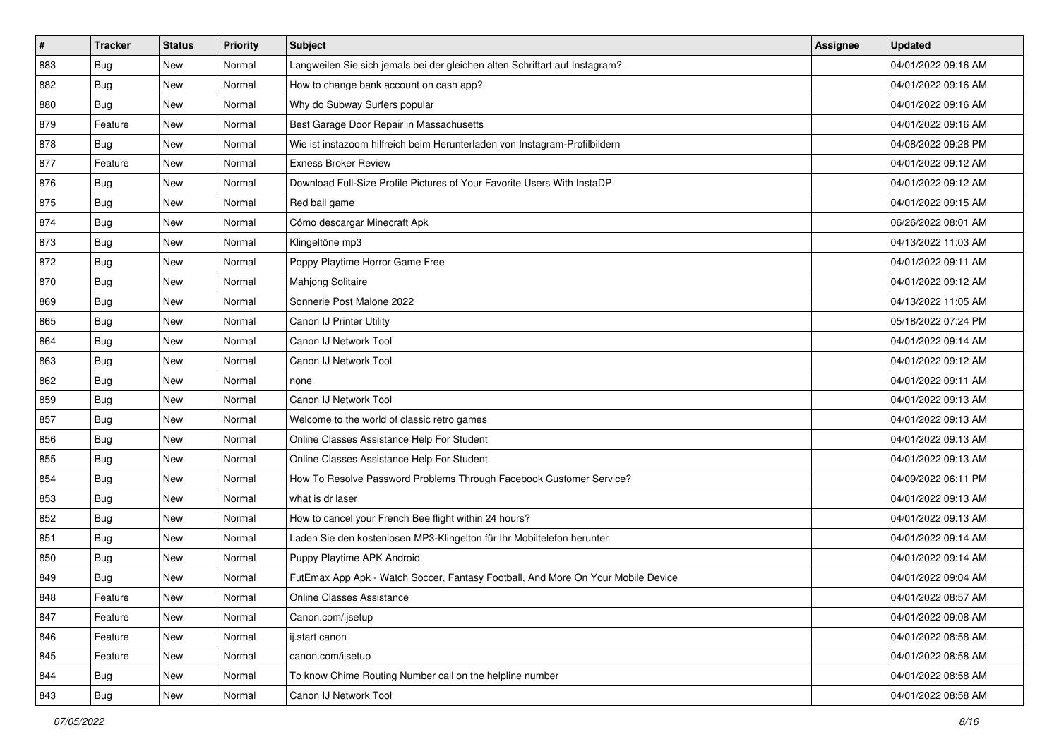| # | Tracker | Status | Priority | Subject | Assignee | Updated |
|---|---|---|---|---|---|---|
| 883 | Bug | New | Normal | Langweilen Sie sich jemals bei der gleichen alten Schriftart auf Instagram? | | 04/01/2022 09:16 AM |
| 882 | Bug | New | Normal | How to change bank account on cash app? | | 04/01/2022 09:16 AM |
| 880 | Bug | New | Normal | Why do Subway Surfers popular | | 04/01/2022 09:16 AM |
| 879 | Feature | New | Normal | Best Garage Door Repair in Massachusetts | | 04/01/2022 09:16 AM |
| 878 | Bug | New | Normal | Wie ist instazoom hilfreich beim Herunterladen von Instagram-Profilbildern | | 04/08/2022 09:28 PM |
| 877 | Feature | New | Normal | Exness Broker Review | | 04/01/2022 09:12 AM |
| 876 | Bug | New | Normal | Download Full-Size Profile Pictures of Your Favorite Users With InstaDP | | 04/01/2022 09:12 AM |
| 875 | Bug | New | Normal | Red ball game | | 04/01/2022 09:15 AM |
| 874 | Bug | New | Normal | Cómo descargar Minecraft Apk | | 06/26/2022 08:01 AM |
| 873 | Bug | New | Normal | Klingeltöne mp3 | | 04/13/2022 11:03 AM |
| 872 | Bug | New | Normal | Poppy Playtime Horror Game Free | | 04/01/2022 09:11 AM |
| 870 | Bug | New | Normal | Mahjong Solitaire | | 04/01/2022 09:12 AM |
| 869 | Bug | New | Normal | Sonnerie Post Malone 2022 | | 04/13/2022 11:05 AM |
| 865 | Bug | New | Normal | Canon IJ Printer Utility | | 05/18/2022 07:24 PM |
| 864 | Bug | New | Normal | Canon IJ Network Tool | | 04/01/2022 09:14 AM |
| 863 | Bug | New | Normal | Canon IJ Network Tool | | 04/01/2022 09:12 AM |
| 862 | Bug | New | Normal | none | | 04/01/2022 09:11 AM |
| 859 | Bug | New | Normal | Canon IJ Network Tool | | 04/01/2022 09:13 AM |
| 857 | Bug | New | Normal | Welcome to the world of classic retro games | | 04/01/2022 09:13 AM |
| 856 | Bug | New | Normal | Online Classes Assistance Help For Student | | 04/01/2022 09:13 AM |
| 855 | Bug | New | Normal | Online Classes Assistance Help For Student | | 04/01/2022 09:13 AM |
| 854 | Bug | New | Normal | How To Resolve Password Problems Through Facebook Customer Service? | | 04/09/2022 06:11 PM |
| 853 | Bug | New | Normal | what is dr laser | | 04/01/2022 09:13 AM |
| 852 | Bug | New | Normal | How to cancel your French Bee flight within 24 hours? | | 04/01/2022 09:13 AM |
| 851 | Bug | New | Normal | Laden Sie den kostenlosen MP3-Klingelton für Ihr Mobiltelefon herunter | | 04/01/2022 09:14 AM |
| 850 | Bug | New | Normal | Puppy Playtime APK Android | | 04/01/2022 09:14 AM |
| 849 | Bug | New | Normal | FutEmax App Apk - Watch Soccer, Fantasy Football, And More On Your Mobile Device | | 04/01/2022 09:04 AM |
| 848 | Feature | New | Normal | Online Classes Assistance | | 04/01/2022 08:57 AM |
| 847 | Feature | New | Normal | Canon.com/ijsetup | | 04/01/2022 09:08 AM |
| 846 | Feature | New | Normal | ij.start canon | | 04/01/2022 08:58 AM |
| 845 | Feature | New | Normal | canon.com/ijsetup | | 04/01/2022 08:58 AM |
| 844 | Bug | New | Normal | To know Chime Routing Number call on the helpline number | | 04/01/2022 08:58 AM |
| 843 | Bug | New | Normal | Canon IJ Network Tool | | 04/01/2022 08:58 AM |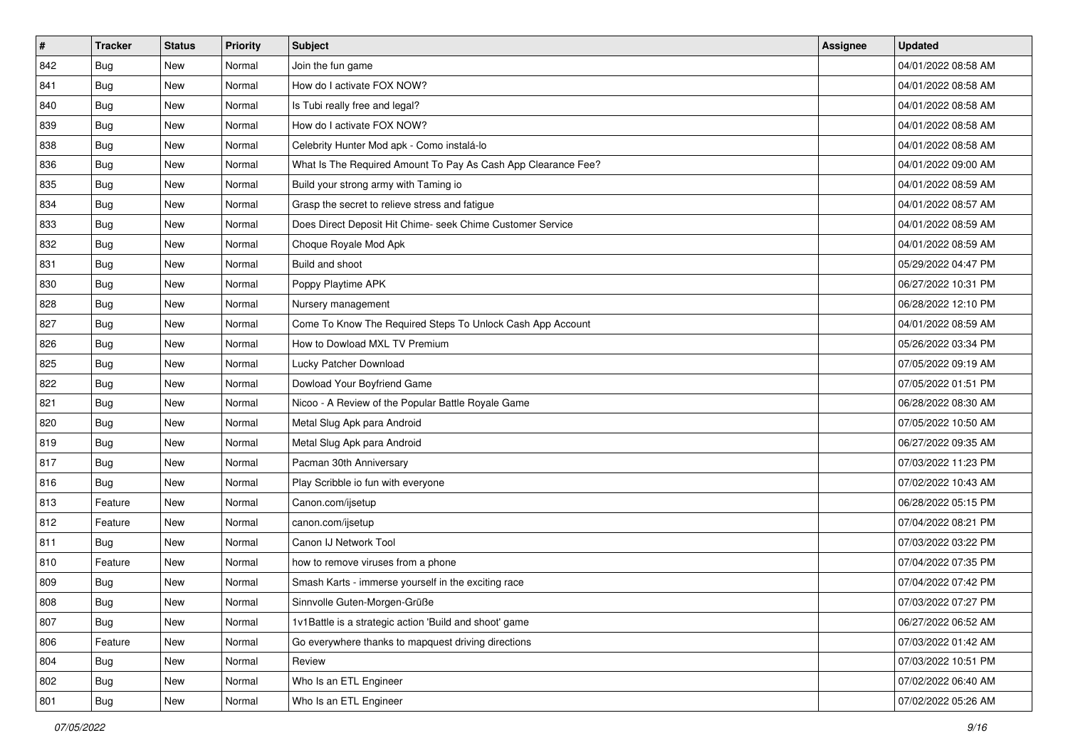| # | Tracker | Status | Priority | Subject | Assignee | Updated |
|---|---|---|---|---|---|---|
| 842 | Bug | New | Normal | Join the fun game | | 04/01/2022 08:58 AM |
| 841 | Bug | New | Normal | How do I activate FOX NOW? | | 04/01/2022 08:58 AM |
| 840 | Bug | New | Normal | Is Tubi really free and legal? | | 04/01/2022 08:58 AM |
| 839 | Bug | New | Normal | How do I activate FOX NOW? | | 04/01/2022 08:58 AM |
| 838 | Bug | New | Normal | Celebrity Hunter Mod apk - Como instalá-lo | | 04/01/2022 08:58 AM |
| 836 | Bug | New | Normal | What Is The Required Amount To Pay As Cash App Clearance Fee? | | 04/01/2022 09:00 AM |
| 835 | Bug | New | Normal | Build your strong army with Taming io | | 04/01/2022 08:59 AM |
| 834 | Bug | New | Normal | Grasp the secret to relieve stress and fatigue | | 04/01/2022 08:57 AM |
| 833 | Bug | New | Normal | Does Direct Deposit Hit Chime- seek Chime Customer Service | | 04/01/2022 08:59 AM |
| 832 | Bug | New | Normal | Choque Royale Mod Apk | | 04/01/2022 08:59 AM |
| 831 | Bug | New | Normal | Build and shoot | | 05/29/2022 04:47 PM |
| 830 | Bug | New | Normal | Poppy Playtime APK | | 06/27/2022 10:31 PM |
| 828 | Bug | New | Normal | Nursery management | | 06/28/2022 12:10 PM |
| 827 | Bug | New | Normal | Come To Know The Required Steps To Unlock Cash App Account | | 04/01/2022 08:59 AM |
| 826 | Bug | New | Normal | How to Dowload MXL TV Premium | | 05/26/2022 03:34 PM |
| 825 | Bug | New | Normal | Lucky Patcher Download | | 07/05/2022 09:19 AM |
| 822 | Bug | New | Normal | Dowload Your Boyfriend Game | | 07/05/2022 01:51 PM |
| 821 | Bug | New | Normal | Nicoo - A Review of the Popular Battle Royale Game | | 06/28/2022 08:30 AM |
| 820 | Bug | New | Normal | Metal Slug Apk para Android | | 07/05/2022 10:50 AM |
| 819 | Bug | New | Normal | Metal Slug Apk para Android | | 06/27/2022 09:35 AM |
| 817 | Bug | New | Normal | Pacman 30th Anniversary | | 07/03/2022 11:23 PM |
| 816 | Bug | New | Normal | Play Scribble io fun with everyone | | 07/02/2022 10:43 AM |
| 813 | Feature | New | Normal | Canon.com/ijsetup | | 06/28/2022 05:15 PM |
| 812 | Feature | New | Normal | canon.com/ijsetup | | 07/04/2022 08:21 PM |
| 811 | Bug | New | Normal | Canon IJ Network Tool | | 07/03/2022 03:22 PM |
| 810 | Feature | New | Normal | how to remove viruses from a phone | | 07/04/2022 07:35 PM |
| 809 | Bug | New | Normal | Smash Karts - immerse yourself in the exciting race | | 07/04/2022 07:42 PM |
| 808 | Bug | New | Normal | Sinnvolle Guten-Morgen-Grüße | | 07/03/2022 07:27 PM |
| 807 | Bug | New | Normal | 1v1Battle is a strategic action 'Build and shoot' game | | 06/27/2022 06:52 AM |
| 806 | Feature | New | Normal | Go everywhere thanks to mapquest driving directions | | 07/03/2022 01:42 AM |
| 804 | Bug | New | Normal | Review | | 07/03/2022 10:51 PM |
| 802 | Bug | New | Normal | Who Is an ETL Engineer | | 07/02/2022 06:40 AM |
| 801 | Bug | New | Normal | Who Is an ETL Engineer | | 07/02/2022 05:26 AM |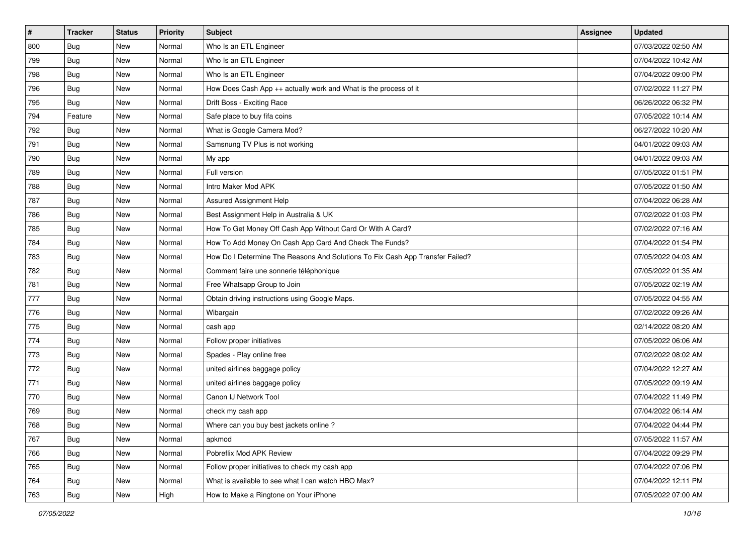| # | Tracker | Status | Priority | Subject | Assignee | Updated |
| --- | --- | --- | --- | --- | --- | --- |
| 800 | Bug | New | Normal | Who Is an ETL Engineer | | 07/03/2022 02:50 AM |
| 799 | Bug | New | Normal | Who Is an ETL Engineer | | 07/04/2022 10:42 AM |
| 798 | Bug | New | Normal | Who Is an ETL Engineer | | 07/04/2022 09:00 PM |
| 796 | Bug | New | Normal | How Does Cash App ++ actually work and What is the process of it | | 07/02/2022 11:27 PM |
| 795 | Bug | New | Normal | Drift Boss - Exciting Race | | 06/26/2022 06:32 PM |
| 794 | Feature | New | Normal | Safe place to buy fifa coins | | 07/05/2022 10:14 AM |
| 792 | Bug | New | Normal | What is Google Camera Mod? | | 06/27/2022 10:20 AM |
| 791 | Bug | New | Normal | Samsnung TV Plus is not working | | 04/01/2022 09:03 AM |
| 790 | Bug | New | Normal | My app | | 04/01/2022 09:03 AM |
| 789 | Bug | New | Normal | Full version | | 07/05/2022 01:51 PM |
| 788 | Bug | New | Normal | Intro Maker Mod APK | | 07/05/2022 01:50 AM |
| 787 | Bug | New | Normal | Assured Assignment Help | | 07/04/2022 06:28 AM |
| 786 | Bug | New | Normal | Best Assignment Help in Australia & UK | | 07/02/2022 01:03 PM |
| 785 | Bug | New | Normal | How To Get Money Off Cash App Without Card Or With A Card? | | 07/02/2022 07:16 AM |
| 784 | Bug | New | Normal | How To Add Money On Cash App Card And Check The Funds? | | 07/04/2022 01:54 PM |
| 783 | Bug | New | Normal | How Do I Determine The Reasons And Solutions To Fix Cash App Transfer Failed? | | 07/05/2022 04:03 AM |
| 782 | Bug | New | Normal | Comment faire une sonnerie téléphonique | | 07/05/2022 01:35 AM |
| 781 | Bug | New | Normal | Free Whatsapp Group to Join | | 07/05/2022 02:19 AM |
| 777 | Bug | New | Normal | Obtain driving instructions using Google Maps. | | 07/05/2022 04:55 AM |
| 776 | Bug | New | Normal | Wibargain | | 07/02/2022 09:26 AM |
| 775 | Bug | New | Normal | cash app | | 02/14/2022 08:20 AM |
| 774 | Bug | New | Normal | Follow proper initiatives | | 07/05/2022 06:06 AM |
| 773 | Bug | New | Normal | Spades - Play online free | | 07/02/2022 08:02 AM |
| 772 | Bug | New | Normal | united airlines baggage policy | | 07/04/2022 12:27 AM |
| 771 | Bug | New | Normal | united airlines baggage policy | | 07/05/2022 09:19 AM |
| 770 | Bug | New | Normal | Canon IJ Network Tool | | 07/04/2022 11:49 PM |
| 769 | Bug | New | Normal | check my cash app | | 07/04/2022 06:14 AM |
| 768 | Bug | New | Normal | Where can you buy best jackets online ? | | 07/04/2022 04:44 PM |
| 767 | Bug | New | Normal | apkmod | | 07/05/2022 11:57 AM |
| 766 | Bug | New | Normal | Pobreflix Mod APK Review | | 07/04/2022 09:29 PM |
| 765 | Bug | New | Normal | Follow proper initiatives to check my cash app | | 07/04/2022 07:06 PM |
| 764 | Bug | New | Normal | What is available to see what I can watch HBO Max? | | 07/04/2022 12:11 PM |
| 763 | Bug | New | High | How to Make a Ringtone on Your iPhone | | 07/05/2022 07:00 AM |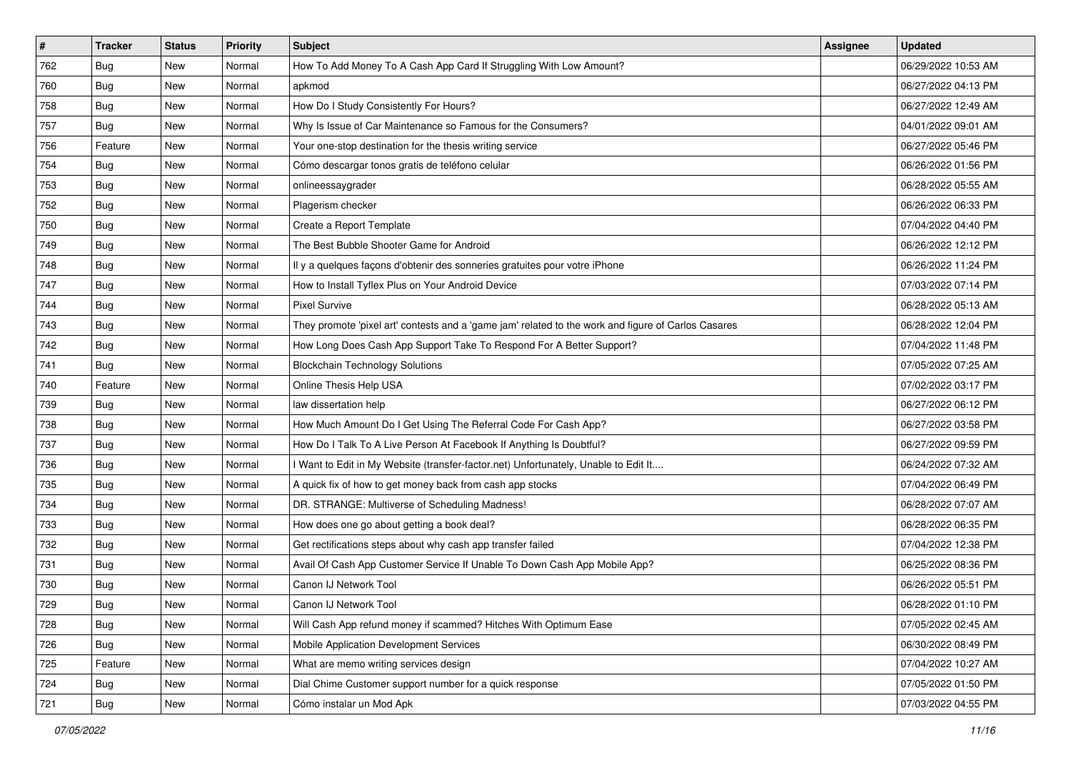| # | Tracker | Status | Priority | Subject | Assignee | Updated |
|---|---|---|---|---|---|---|
| 762 | Bug | New | Normal | How To Add Money To A Cash App Card If Struggling With Low Amount? | | 06/29/2022 10:53 AM |
| 760 | Bug | New | Normal | apkmod | | 06/27/2022 04:13 PM |
| 758 | Bug | New | Normal | How Do I Study Consistently For Hours? | | 06/27/2022 12:49 AM |
| 757 | Bug | New | Normal | Why Is Issue of Car Maintenance so Famous for the Consumers? | | 04/01/2022 09:01 AM |
| 756 | Feature | New | Normal | Your one-stop destination for the thesis writing service | | 06/27/2022 05:46 PM |
| 754 | Bug | New | Normal | Cómo descargar tonos gratis de teléfono celular | | 06/26/2022 01:56 PM |
| 753 | Bug | New | Normal | onlineessaygrader | | 06/28/2022 05:55 AM |
| 752 | Bug | New | Normal | Plagerism checker | | 06/26/2022 06:33 PM |
| 750 | Bug | New | Normal | Create a Report Template | | 07/04/2022 04:40 PM |
| 749 | Bug | New | Normal | The Best Bubble Shooter Game for Android | | 06/26/2022 12:12 PM |
| 748 | Bug | New | Normal | Il y a quelques façons d'obtenir des sonneries gratuites pour votre iPhone | | 06/26/2022 11:24 PM |
| 747 | Bug | New | Normal | How to Install Tyflex Plus on Your Android Device | | 07/03/2022 07:14 PM |
| 744 | Bug | New | Normal | Pixel Survive | | 06/28/2022 05:13 AM |
| 743 | Bug | New | Normal | They promote 'pixel art' contests and a 'game jam' related to the work and figure of Carlos Casares | | 06/28/2022 12:04 PM |
| 742 | Bug | New | Normal | How Long Does Cash App Support Take To Respond For A Better Support? | | 07/04/2022 11:48 PM |
| 741 | Bug | New | Normal | Blockchain Technology Solutions | | 07/05/2022 07:25 AM |
| 740 | Feature | New | Normal | Online Thesis Help USA | | 07/02/2022 03:17 PM |
| 739 | Bug | New | Normal | law dissertation help | | 06/27/2022 06:12 PM |
| 738 | Bug | New | Normal | How Much Amount Do I Get Using The Referral Code For Cash App? | | 06/27/2022 03:58 PM |
| 737 | Bug | New | Normal | How Do I Talk To A Live Person At Facebook If Anything Is Doubtful? | | 06/27/2022 09:59 PM |
| 736 | Bug | New | Normal | I Want to Edit in My Website (transfer-factor.net) Unfortunately, Unable to Edit It.... | | 06/24/2022 07:32 AM |
| 735 | Bug | New | Normal | A quick fix of how to get money back from cash app stocks | | 07/04/2022 06:49 PM |
| 734 | Bug | New | Normal | DR. STRANGE: Multiverse of Scheduling Madness! | | 06/28/2022 07:07 AM |
| 733 | Bug | New | Normal | How does one go about getting a book deal? | | 06/28/2022 06:35 PM |
| 732 | Bug | New | Normal | Get rectifications steps about why cash app transfer failed | | 07/04/2022 12:38 PM |
| 731 | Bug | New | Normal | Avail Of Cash App Customer Service If Unable To Down Cash App Mobile App? | | 06/25/2022 08:36 PM |
| 730 | Bug | New | Normal | Canon IJ Network Tool | | 06/26/2022 05:51 PM |
| 729 | Bug | New | Normal | Canon IJ Network Tool | | 06/28/2022 01:10 PM |
| 728 | Bug | New | Normal | Will Cash App refund money if scammed? Hitches With Optimum Ease | | 07/05/2022 02:45 AM |
| 726 | Bug | New | Normal | Mobile Application Development Services | | 06/30/2022 08:49 PM |
| 725 | Feature | New | Normal | What are memo writing services design | | 07/04/2022 10:27 AM |
| 724 | Bug | New | Normal | Dial Chime Customer support number for a quick response | | 07/05/2022 01:50 PM |
| 721 | Bug | New | Normal | Cómo instalar un Mod Apk | | 07/03/2022 04:55 PM |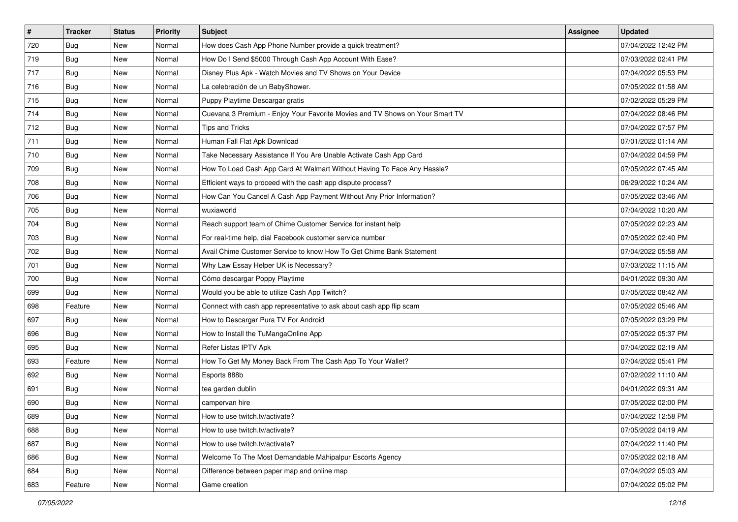| # | Tracker | Status | Priority | Subject | Assignee | Updated |
|---|---|---|---|---|---|---|
| 720 | Bug | New | Normal | How does Cash App Phone Number provide a quick treatment? | | 07/04/2022 12:42 PM |
| 719 | Bug | New | Normal | How Do I Send $5000 Through Cash App Account With Ease? | | 07/03/2022 02:41 PM |
| 717 | Bug | New | Normal | Disney Plus Apk - Watch Movies and TV Shows on Your Device | | 07/04/2022 05:53 PM |
| 716 | Bug | New | Normal | La celebración de un BabyShower. | | 07/05/2022 01:58 AM |
| 715 | Bug | New | Normal | Puppy Playtime Descargar gratis | | 07/02/2022 05:29 PM |
| 714 | Bug | New | Normal | Cuevana 3 Premium - Enjoy Your Favorite Movies and TV Shows on Your Smart TV | | 07/04/2022 08:46 PM |
| 712 | Bug | New | Normal | Tips and Tricks | | 07/04/2022 07:57 PM |
| 711 | Bug | New | Normal | Human Fall Flat Apk Download | | 07/01/2022 01:14 AM |
| 710 | Bug | New | Normal | Take Necessary Assistance If You Are Unable Activate Cash App Card | | 07/04/2022 04:59 PM |
| 709 | Bug | New | Normal | How To Load Cash App Card At Walmart Without Having To Face Any Hassle? | | 07/05/2022 07:45 AM |
| 708 | Bug | New | Normal | Efficient ways to proceed with the cash app dispute process? | | 06/29/2022 10:24 AM |
| 706 | Bug | New | Normal | How Can You Cancel A Cash App Payment Without Any Prior Information? | | 07/05/2022 03:46 AM |
| 705 | Bug | New | Normal | wuxiaworld | | 07/04/2022 10:20 AM |
| 704 | Bug | New | Normal | Reach support team of Chime Customer Service for instant help | | 07/05/2022 02:23 AM |
| 703 | Bug | New | Normal | For real-time help, dial Facebook customer service number | | 07/05/2022 02:40 PM |
| 702 | Bug | New | Normal | Avail Chime Customer Service to know How To Get Chime Bank Statement | | 07/04/2022 05:58 AM |
| 701 | Bug | New | Normal | Why Law Essay Helper UK is Necessary? | | 07/03/2022 11:15 AM |
| 700 | Bug | New | Normal | Cómo descargar Poppy Playtime | | 04/01/2022 09:30 AM |
| 699 | Bug | New | Normal | Would you be able to utilize Cash App Twitch? | | 07/05/2022 08:42 AM |
| 698 | Feature | New | Normal | Connect with cash app representative to ask about cash app flip scam | | 07/05/2022 05:46 AM |
| 697 | Bug | New | Normal | How to Descargar Pura TV For Android | | 07/05/2022 03:29 PM |
| 696 | Bug | New | Normal | How to Install the TuMangaOnline App | | 07/05/2022 05:37 PM |
| 695 | Bug | New | Normal | Refer Listas IPTV Apk | | 07/04/2022 02:19 AM |
| 693 | Feature | New | Normal | How To Get My Money Back From The Cash App To Your Wallet? | | 07/04/2022 05:41 PM |
| 692 | Bug | New | Normal | Esports 888b | | 07/02/2022 11:10 AM |
| 691 | Bug | New | Normal | tea garden dublin | | 04/01/2022 09:31 AM |
| 690 | Bug | New | Normal | campervan hire | | 07/05/2022 02:00 PM |
| 689 | Bug | New | Normal | How to use twitch.tv/activate? | | 07/04/2022 12:58 PM |
| 688 | Bug | New | Normal | How to use twitch.tv/activate? | | 07/05/2022 04:19 AM |
| 687 | Bug | New | Normal | How to use twitch.tv/activate? | | 07/04/2022 11:40 PM |
| 686 | Bug | New | Normal | Welcome To The Most Demandable Mahipalpur Escorts Agency | | 07/05/2022 02:18 AM |
| 684 | Bug | New | Normal | Difference between paper map and online map | | 07/04/2022 05:03 AM |
| 683 | Feature | New | Normal | Game creation | | 07/04/2022 05:02 PM |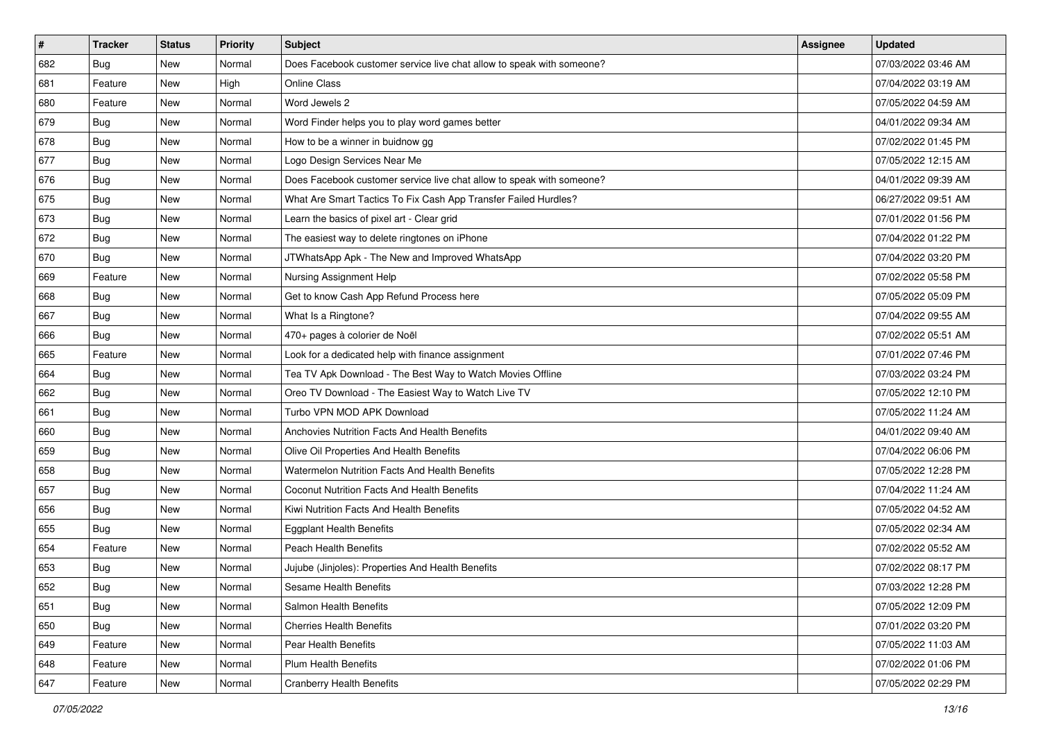| # | Tracker | Status | Priority | Subject | Assignee | Updated |
|---|---|---|---|---|---|---|
| 682 | Bug | New | Normal | Does Facebook customer service live chat allow to speak with someone? | | 07/03/2022 03:46 AM |
| 681 | Feature | New | High | Online Class | | 07/04/2022 03:19 AM |
| 680 | Feature | New | Normal | Word Jewels 2 | | 07/05/2022 04:59 AM |
| 679 | Bug | New | Normal | Word Finder helps you to play word games better | | 04/01/2022 09:34 AM |
| 678 | Bug | New | Normal | How to be a winner in buidnow gg | | 07/02/2022 01:45 PM |
| 677 | Bug | New | Normal | Logo Design Services Near Me | | 07/05/2022 12:15 AM |
| 676 | Bug | New | Normal | Does Facebook customer service live chat allow to speak with someone? | | 04/01/2022 09:39 AM |
| 675 | Bug | New | Normal | What Are Smart Tactics To Fix Cash App Transfer Failed Hurdles? | | 06/27/2022 09:51 AM |
| 673 | Bug | New | Normal | Learn the basics of pixel art - Clear grid | | 07/01/2022 01:56 PM |
| 672 | Bug | New | Normal | The easiest way to delete ringtones on iPhone | | 07/04/2022 01:22 PM |
| 670 | Bug | New | Normal | JTWhatsApp Apk - The New and Improved WhatsApp | | 07/04/2022 03:20 PM |
| 669 | Feature | New | Normal | Nursing Assignment Help | | 07/02/2022 05:58 PM |
| 668 | Bug | New | Normal | Get to know Cash App Refund Process here | | 07/05/2022 05:09 PM |
| 667 | Bug | New | Normal | What Is a Ringtone? | | 07/04/2022 09:55 AM |
| 666 | Bug | New | Normal | 470+ pages à colorier de Noël | | 07/02/2022 05:51 AM |
| 665 | Feature | New | Normal | Look for a dedicated help with finance assignment | | 07/01/2022 07:46 PM |
| 664 | Bug | New | Normal | Tea TV Apk Download - The Best Way to Watch Movies Offline | | 07/03/2022 03:24 PM |
| 662 | Bug | New | Normal | Oreo TV Download - The Easiest Way to Watch Live TV | | 07/05/2022 12:10 PM |
| 661 | Bug | New | Normal | Turbo VPN MOD APK Download | | 07/05/2022 11:24 AM |
| 660 | Bug | New | Normal | Anchovies Nutrition Facts And Health Benefits | | 04/01/2022 09:40 AM |
| 659 | Bug | New | Normal | Olive Oil Properties And Health Benefits | | 07/04/2022 06:06 PM |
| 658 | Bug | New | Normal | Watermelon Nutrition Facts And Health Benefits | | 07/05/2022 12:28 PM |
| 657 | Bug | New | Normal | Coconut Nutrition Facts And Health Benefits | | 07/04/2022 11:24 AM |
| 656 | Bug | New | Normal | Kiwi Nutrition Facts And Health Benefits | | 07/05/2022 04:52 AM |
| 655 | Bug | New | Normal | Eggplant Health Benefits | | 07/05/2022 02:34 AM |
| 654 | Feature | New | Normal | Peach Health Benefits | | 07/02/2022 05:52 AM |
| 653 | Bug | New | Normal | Jujube (Jinjoles): Properties And Health Benefits | | 07/02/2022 08:17 PM |
| 652 | Bug | New | Normal | Sesame Health Benefits | | 07/03/2022 12:28 PM |
| 651 | Bug | New | Normal | Salmon Health Benefits | | 07/05/2022 12:09 PM |
| 650 | Bug | New | Normal | Cherries Health Benefits | | 07/01/2022 03:20 PM |
| 649 | Feature | New | Normal | Pear Health Benefits | | 07/05/2022 11:03 AM |
| 648 | Feature | New | Normal | Plum Health Benefits | | 07/02/2022 01:06 PM |
| 647 | Feature | New | Normal | Cranberry Health Benefits | | 07/05/2022 02:29 PM |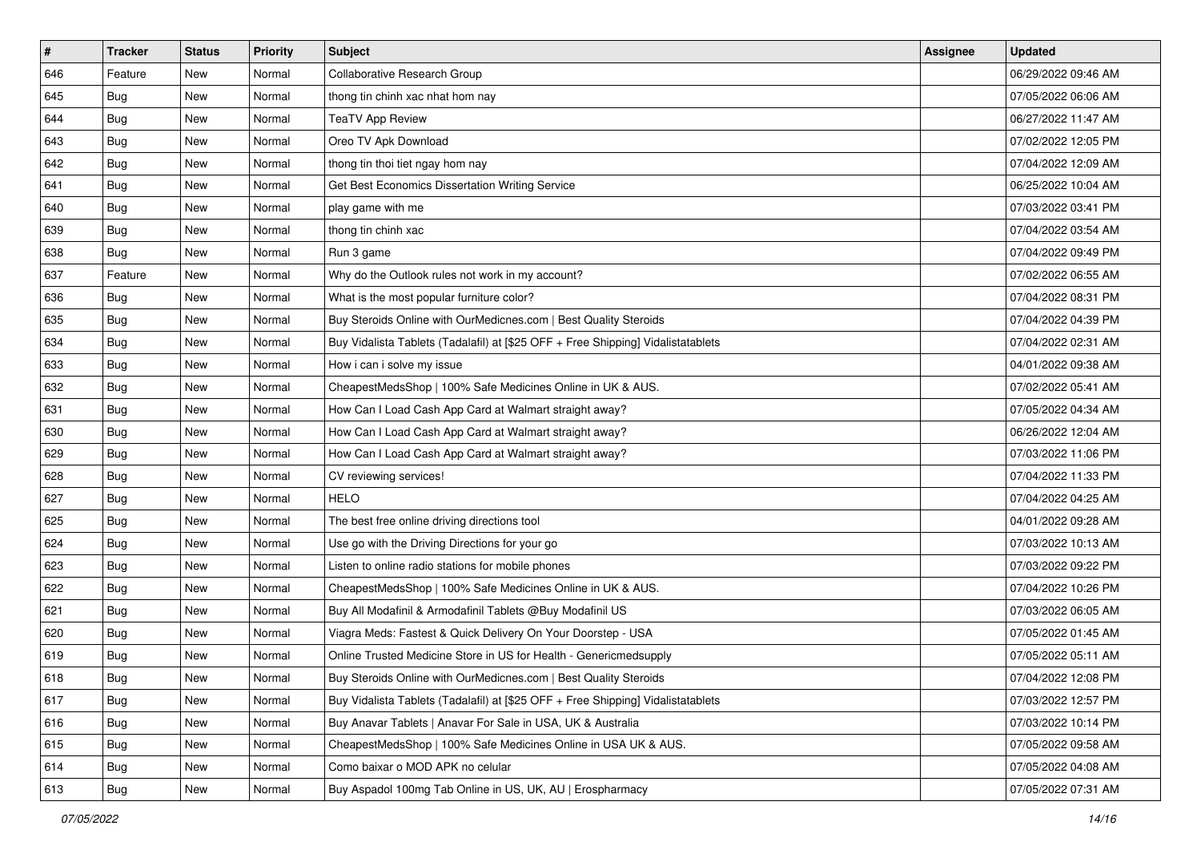| # | Tracker | Status | Priority | Subject | Assignee | Updated |
|---|---|---|---|---|---|---|
| 646 | Feature | New | Normal | Collaborative Research Group | | 06/29/2022 09:46 AM |
| 645 | Bug | New | Normal | thong tin chinh xac nhat hom nay | | 07/05/2022 06:06 AM |
| 644 | Bug | New | Normal | TeaTV App Review | | 06/27/2022 11:47 AM |
| 643 | Bug | New | Normal | Oreo TV Apk Download | | 07/02/2022 12:05 PM |
| 642 | Bug | New | Normal | thong tin thoi tiet ngay hom nay | | 07/04/2022 12:09 AM |
| 641 | Bug | New | Normal | Get Best Economics Dissertation Writing Service | | 06/25/2022 10:04 AM |
| 640 | Bug | New | Normal | play game with me | | 07/03/2022 03:41 PM |
| 639 | Bug | New | Normal | thong tin chinh xac | | 07/04/2022 03:54 AM |
| 638 | Bug | New | Normal | Run 3 game | | 07/04/2022 09:49 PM |
| 637 | Feature | New | Normal | Why do the Outlook rules not work in my account? | | 07/02/2022 06:55 AM |
| 636 | Bug | New | Normal | What is the most popular furniture color? | | 07/04/2022 08:31 PM |
| 635 | Bug | New | Normal | Buy Steroids Online with OurMedicnes.com \| Best Quality Steroids | | 07/04/2022 04:39 PM |
| 634 | Bug | New | Normal | Buy Vidalista Tablets (Tadalafil) at [$25 OFF + Free Shipping] Vidalistatablets | | 07/04/2022 02:31 AM |
| 633 | Bug | New | Normal | How i can i solve my issue | | 04/01/2022 09:38 AM |
| 632 | Bug | New | Normal | CheapestMedsShop \| 100% Safe Medicines Online in UK & AUS. | | 07/02/2022 05:41 AM |
| 631 | Bug | New | Normal | How Can I Load Cash App Card at Walmart straight away? | | 07/05/2022 04:34 AM |
| 630 | Bug | New | Normal | How Can I Load Cash App Card at Walmart straight away? | | 06/26/2022 12:04 AM |
| 629 | Bug | New | Normal | How Can I Load Cash App Card at Walmart straight away? | | 07/03/2022 11:06 PM |
| 628 | Bug | New | Normal | CV reviewing services! | | 07/04/2022 11:33 PM |
| 627 | Bug | New | Normal | HELO | | 07/04/2022 04:25 AM |
| 625 | Bug | New | Normal | The best free online driving directions tool | | 04/01/2022 09:28 AM |
| 624 | Bug | New | Normal | Use go with the Driving Directions for your go | | 07/03/2022 10:13 AM |
| 623 | Bug | New | Normal | Listen to online radio stations for mobile phones | | 07/03/2022 09:22 PM |
| 622 | Bug | New | Normal | CheapestMedsShop \| 100% Safe Medicines Online in UK & AUS. | | 07/04/2022 10:26 PM |
| 621 | Bug | New | Normal | Buy All Modafinil & Armodafinil Tablets @Buy Modafinil US | | 07/03/2022 06:05 AM |
| 620 | Bug | New | Normal | Viagra Meds: Fastest & Quick Delivery On Your Doorstep - USA | | 07/05/2022 01:45 AM |
| 619 | Bug | New | Normal | Online Trusted Medicine Store in US for Health - Genericmedsupply | | 07/05/2022 05:11 AM |
| 618 | Bug | New | Normal | Buy Steroids Online with OurMedicnes.com \| Best Quality Steroids | | 07/04/2022 12:08 PM |
| 617 | Bug | New | Normal | Buy Vidalista Tablets (Tadalafil) at [$25 OFF + Free Shipping] Vidalistatablets | | 07/03/2022 12:57 PM |
| 616 | Bug | New | Normal | Buy Anavar Tablets \| Anavar For Sale in USA, UK & Australia | | 07/03/2022 10:14 PM |
| 615 | Bug | New | Normal | CheapestMedsShop \| 100% Safe Medicines Online in USA UK & AUS. | | 07/05/2022 09:58 AM |
| 614 | Bug | New | Normal | Como baixar o MOD APK no celular | | 07/05/2022 04:08 AM |
| 613 | Bug | New | Normal | Buy Aspadol 100mg Tab Online in US, UK, AU \| Erospharmacy | | 07/05/2022 07:31 AM |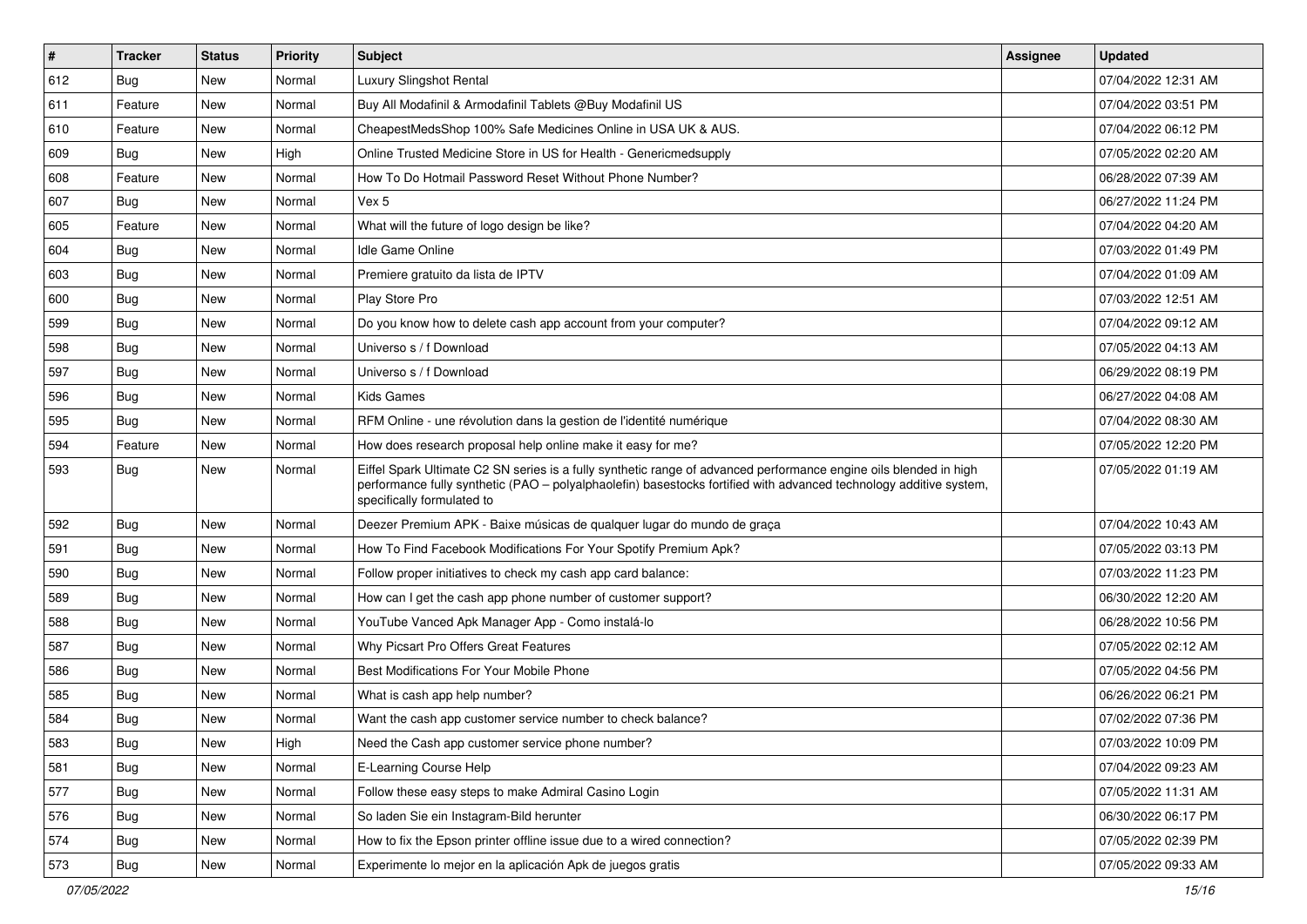| # | Tracker | Status | Priority | Subject | Assignee | Updated |
|---|---|---|---|---|---|---|
| 612 | Bug | New | Normal | Luxury Slingshot Rental | | 07/04/2022 12:31 AM |
| 611 | Feature | New | Normal | Buy All Modafinil & Armodafinil Tablets @Buy Modafinil US | | 07/04/2022 03:51 PM |
| 610 | Feature | New | Normal | CheapestMedsShop 100% Safe Medicines Online in USA UK & AUS. | | 07/04/2022 06:12 PM |
| 609 | Bug | New | High | Online Trusted Medicine Store in US for Health - Genericmedsupply | | 07/05/2022 02:20 AM |
| 608 | Feature | New | Normal | How To Do Hotmail Password Reset Without Phone Number? | | 06/28/2022 07:39 AM |
| 607 | Bug | New | Normal | Vex 5 | | 06/27/2022 11:24 PM |
| 605 | Feature | New | Normal | What will the future of logo design be like? | | 07/04/2022 04:20 AM |
| 604 | Bug | New | Normal | Idle Game Online | | 07/03/2022 01:49 PM |
| 603 | Bug | New | Normal | Premiere gratuito da lista de IPTV | | 07/04/2022 01:09 AM |
| 600 | Bug | New | Normal | Play Store Pro | | 07/03/2022 12:51 AM |
| 599 | Bug | New | Normal | Do you know how to delete cash app account from your computer? | | 07/04/2022 09:12 AM |
| 598 | Bug | New | Normal | Universo s / f Download | | 07/05/2022 04:13 AM |
| 597 | Bug | New | Normal | Universo s / f Download | | 06/29/2022 08:19 PM |
| 596 | Bug | New | Normal | Kids Games | | 06/27/2022 04:08 AM |
| 595 | Bug | New | Normal | RFM Online - une révolution dans la gestion de l'identité numérique | | 07/04/2022 08:30 AM |
| 594 | Feature | New | Normal | How does research proposal help online make it easy for me? | | 07/05/2022 12:20 PM |
| 593 | Bug | New | Normal | Eiffel Spark Ultimate C2 SN series is a fully synthetic range of advanced performance engine oils blended in high performance fully synthetic (PAO – polyalphaolefin) basestocks fortified with advanced technology additive system, specifically formulated to | | 07/05/2022 01:19 AM |
| 592 | Bug | New | Normal | Deezer Premium APK - Baixe músicas de qualquer lugar do mundo de graça | | 07/04/2022 10:43 AM |
| 591 | Bug | New | Normal | How To Find Facebook Modifications For Your Spotify Premium Apk? | | 07/05/2022 03:13 PM |
| 590 | Bug | New | Normal | Follow proper initiatives to check my cash app card balance: | | 07/03/2022 11:23 PM |
| 589 | Bug | New | Normal | How can I get the cash app phone number of customer support? | | 06/30/2022 12:20 AM |
| 588 | Bug | New | Normal | YouTube Vanced Apk Manager App - Como instalá-lo | | 06/28/2022 10:56 PM |
| 587 | Bug | New | Normal | Why Picsart Pro Offers Great Features | | 07/05/2022 02:12 AM |
| 586 | Bug | New | Normal | Best Modifications For Your Mobile Phone | | 07/05/2022 04:56 PM |
| 585 | Bug | New | Normal | What is cash app help number? | | 06/26/2022 06:21 PM |
| 584 | Bug | New | Normal | Want the cash app customer service number to check balance? | | 07/02/2022 07:36 PM |
| 583 | Bug | New | High | Need the Cash app customer service phone number? | | 07/03/2022 10:09 PM |
| 581 | Bug | New | Normal | E-Learning Course Help | | 07/04/2022 09:23 AM |
| 577 | Bug | New | Normal | Follow these easy steps to make Admiral Casino Login | | 07/05/2022 11:31 AM |
| 576 | Bug | New | Normal | So laden Sie ein Instagram-Bild herunter | | 06/30/2022 06:17 PM |
| 574 | Bug | New | Normal | How to fix the Epson printer offline issue due to a wired connection? | | 07/05/2022 02:39 PM |
| 573 | Bug | New | Normal | Experimente lo mejor en la aplicación Apk de juegos gratis | | 07/05/2022 09:33 AM |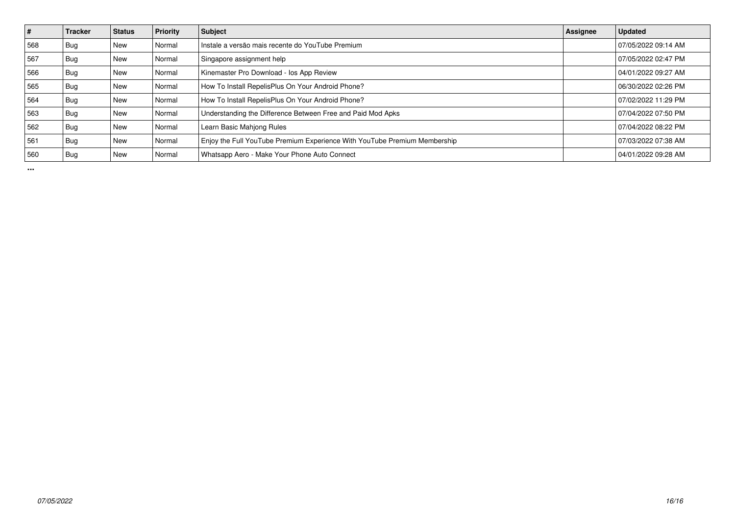| # | Tracker | Status | Priority | Subject | Assignee | Updated |
|---|---|---|---|---|---|---|
| 568 | Bug | New | Normal | Instale a versão mais recente do YouTube Premium | | 07/05/2022 09:14 AM |
| 567 | Bug | New | Normal | Singapore assignment help | | 07/05/2022 02:47 PM |
| 566 | Bug | New | Normal | Kinemaster Pro Download - Ios App Review | | 04/01/2022 09:27 AM |
| 565 | Bug | New | Normal | How To Install RepelisPlus On Your Android Phone? | | 06/30/2022 02:26 PM |
| 564 | Bug | New | Normal | How To Install RepelisPlus On Your Android Phone? | | 07/02/2022 11:29 PM |
| 563 | Bug | New | Normal | Understanding the Difference Between Free and Paid Mod Apks | | 07/04/2022 07:50 PM |
| 562 | Bug | New | Normal | Learn Basic Mahjong Rules | | 07/04/2022 08:22 PM |
| 561 | Bug | New | Normal | Enjoy the Full YouTube Premium Experience With YouTube Premium Membership | | 07/03/2022 07:38 AM |
| 560 | Bug | New | Normal | Whatsapp Aero - Make Your Phone Auto Connect | | 04/01/2022 09:28 AM |

...